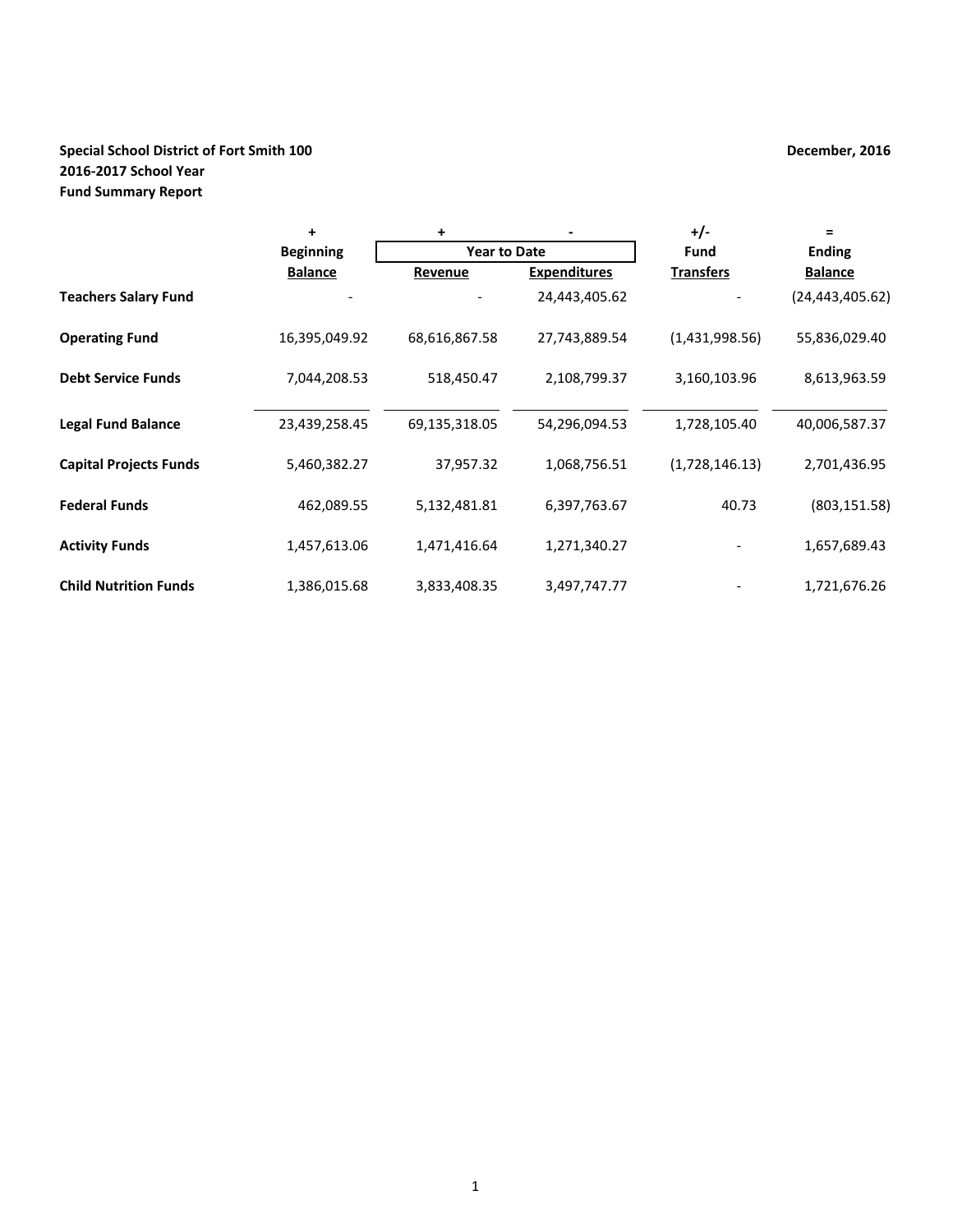**Special School District of Fort Smith 100**
**2016-2017 School Year**
**Fund Summary Report**

**December, 2016**

| | + | + | - | +/- | = |
|---|---|---|---|---|---|
| | **Beginning** | **Year to Date** | | **Fund** | **Ending** |
| | **Balance** | **Revenue** | **Expenditures** | **Transfers** | **Balance** |
| **Teachers Salary Fund** | - | - | 24,443,405.62 | - | (24,443,405.62) |
| **Operating Fund** | 16,395,049.92 | 68,616,867.58 | 27,743,889.54 | (1,431,998.56) | 55,836,029.40 |
| **Debt Service Funds** | 7,044,208.53 | 518,450.47 | 2,108,799.37 | 3,160,103.96 | 8,613,963.59 |
| **Legal Fund Balance** | 23,439,258.45 | 69,135,318.05 | 54,296,094.53 | 1,728,105.40 | 40,006,587.37 |
| **Capital Projects Funds** | 5,460,382.27 | 37,957.32 | 1,068,756.51 | (1,728,146.13) | 2,701,436.95 |
| **Federal Funds** | 462,089.55 | 5,132,481.81 | 6,397,763.67 | 40.73 | (803,151.58) |
| **Activity Funds** | 1,457,613.06 | 1,471,416.64 | 1,271,340.27 | - | 1,657,689.43 |
| **Child Nutrition Funds** | 1,386,015.68 | 3,833,408.35 | 3,497,747.77 | - | 1,721,676.26 |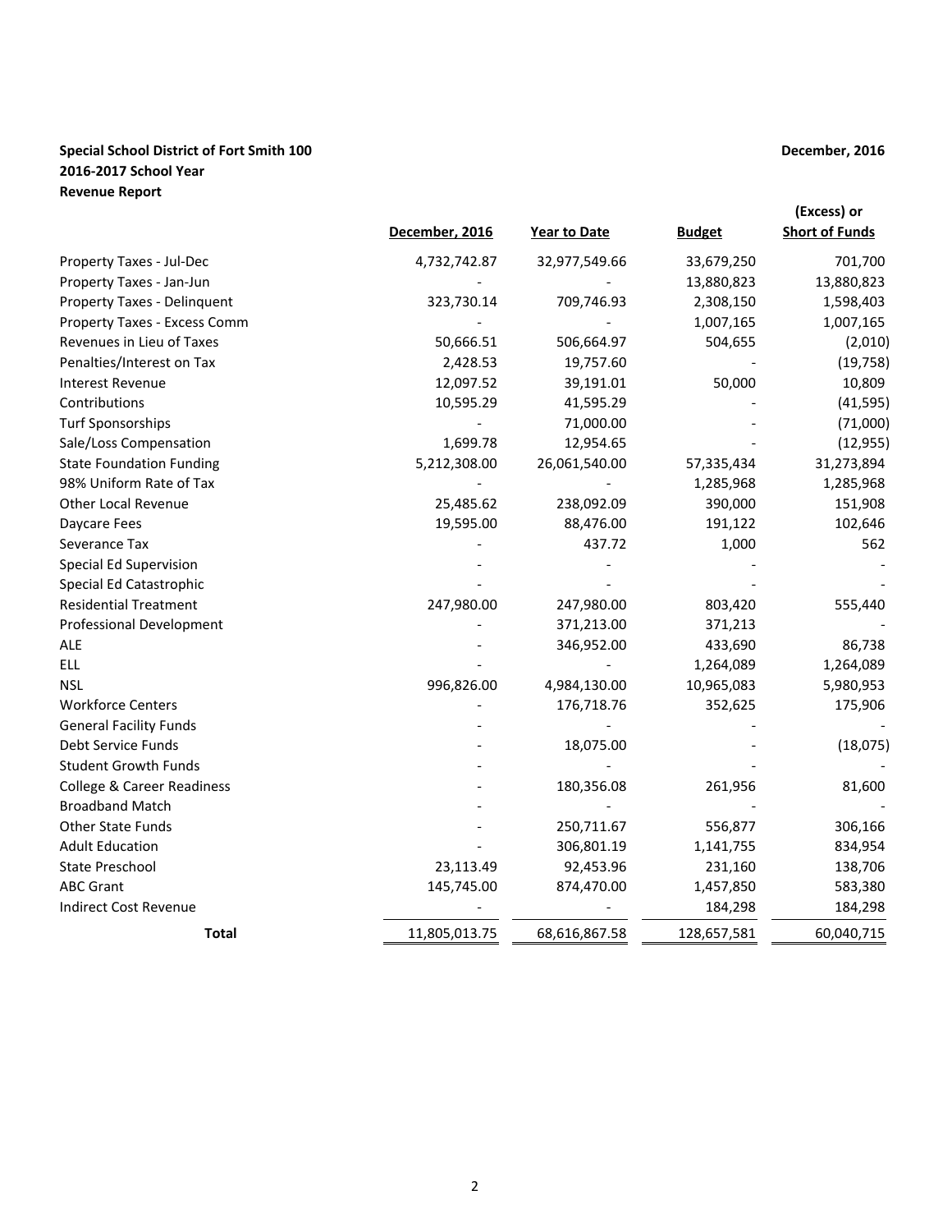**Special School District of Fort Smith 100**
**2016-2017 School Year**
**Revenue Report**

**December, 2016**

| | December, 2016 | Year to Date | Budget | (Excess) or Short of Funds |
|---|---|---|---|---|
| Property Taxes - Jul-Dec | 4,732,742.87 | 32,977,549.66 | 33,679,250 | 701,700 |
| Property Taxes - Jan-Jun | - | - | 13,880,823 | 13,880,823 |
| Property Taxes - Delinquent | 323,730.14 | 709,746.93 | 2,308,150 | 1,598,403 |
| Property Taxes - Excess Comm | - | - | 1,007,165 | 1,007,165 |
| Revenues in Lieu of Taxes | 50,666.51 | 506,664.97 | 504,655 | (2,010) |
| Penalties/Interest on Tax | 2,428.53 | 19,757.60 | - | (19,758) |
| Interest Revenue | 12,097.52 | 39,191.01 | 50,000 | 10,809 |
| Contributions | 10,595.29 | 41,595.29 | - | (41,595) |
| Turf Sponsorships | - | 71,000.00 | - | (71,000) |
| Sale/Loss Compensation | 1,699.78 | 12,954.65 | - | (12,955) |
| State Foundation Funding | 5,212,308.00 | 26,061,540.00 | 57,335,434 | 31,273,894 |
| 98% Uniform Rate of Tax | - | - | 1,285,968 | 1,285,968 |
| Other Local Revenue | 25,485.62 | 238,092.09 | 390,000 | 151,908 |
| Daycare Fees | 19,595.00 | 88,476.00 | 191,122 | 102,646 |
| Severance Tax | - | 437.72 | 1,000 | 562 |
| Special Ed Supervision | - | - | - | - |
| Special Ed Catastrophic | - | - | - | - |
| Residential Treatment | 247,980.00 | 247,980.00 | 803,420 | 555,440 |
| Professional Development | - | 371,213.00 | 371,213 | - |
| ALE | - | 346,952.00 | 433,690 | 86,738 |
| ELL | - | - | 1,264,089 | 1,264,089 |
| NSL | 996,826.00 | 4,984,130.00 | 10,965,083 | 5,980,953 |
| Workforce Centers | - | 176,718.76 | 352,625 | 175,906 |
| General Facility Funds | - | - | - | - |
| Debt Service Funds | - | 18,075.00 | - | (18,075) |
| Student Growth Funds | - | - | - | - |
| College & Career Readiness | - | 180,356.08 | 261,956 | 81,600 |
| Broadband Match | - | - | - | - |
| Other State Funds | - | 250,711.67 | 556,877 | 306,166 |
| Adult Education | - | 306,801.19 | 1,141,755 | 834,954 |
| State Preschool | 23,113.49 | 92,453.96 | 231,160 | 138,706 |
| ABC Grant | 145,745.00 | 874,470.00 | 1,457,850 | 583,380 |
| Indirect Cost Revenue | - | - | 184,298 | 184,298 |
| **Total** | 11,805,013.75 | 68,616,867.58 | 128,657,581 | 60,040,715 |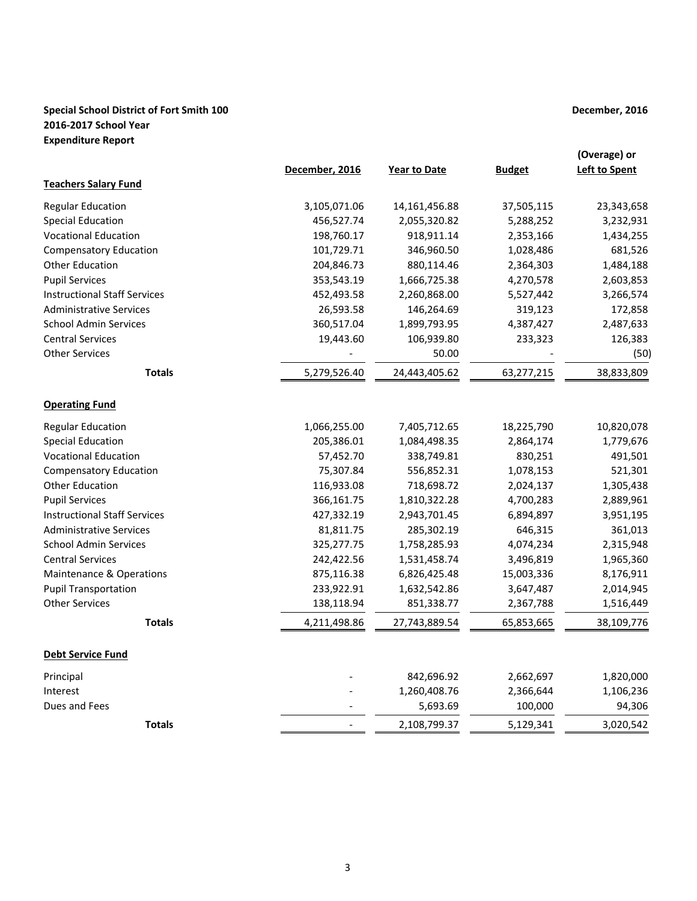**Special School District of Fort Smith 100** **December, 2016**
**2016-2017 School Year**
**Expenditure Report**

| | December, 2016 | Year to Date | Budget | (Overage) or Left to Spent |
|---|---|---|---|---|
| **Teachers Salary Fund** | | | | |
| Regular Education | 3,105,071.06 | 14,161,456.88 | 37,505,115 | 23,343,658 |
| Special Education | 456,527.74 | 2,055,320.82 | 5,288,252 | 3,232,931 |
| Vocational Education | 198,760.17 | 918,911.14 | 2,353,166 | 1,434,255 |
| Compensatory Education | 101,729.71 | 346,960.50 | 1,028,486 | 681,526 |
| Other Education | 204,846.73 | 880,114.46 | 2,364,303 | 1,484,188 |
| Pupil Services | 353,543.19 | 1,666,725.38 | 4,270,578 | 2,603,853 |
| Instructional Staff Services | 452,493.58 | 2,260,868.00 | 5,527,442 | 3,266,574 |
| Administrative Services | 26,593.58 | 146,264.69 | 319,123 | 172,858 |
| School Admin Services | 360,517.04 | 1,899,793.95 | 4,387,427 | 2,487,633 |
| Central Services | 19,443.60 | 106,939.80 | 233,323 | 126,383 |
| Other Services | - | 50.00 | - | (50) |
| **Totals** | 5,279,526.40 | 24,443,405.62 | 63,277,215 | 38,833,809 |
| **Operating Fund** | | | | |
| Regular Education | 1,066,255.00 | 7,405,712.65 | 18,225,790 | 10,820,078 |
| Special Education | 205,386.01 | 1,084,498.35 | 2,864,174 | 1,779,676 |
| Vocational Education | 57,452.70 | 338,749.81 | 830,251 | 491,501 |
| Compensatory Education | 75,307.84 | 556,852.31 | 1,078,153 | 521,301 |
| Other Education | 116,933.08 | 718,698.72 | 2,024,137 | 1,305,438 |
| Pupil Services | 366,161.75 | 1,810,322.28 | 4,700,283 | 2,889,961 |
| Instructional Staff Services | 427,332.19 | 2,943,701.45 | 6,894,897 | 3,951,195 |
| Administrative Services | 81,811.75 | 285,302.19 | 646,315 | 361,013 |
| School Admin Services | 325,277.75 | 1,758,285.93 | 4,074,234 | 2,315,948 |
| Central Services | 242,422.56 | 1,531,458.74 | 3,496,819 | 1,965,360 |
| Maintenance & Operations | 875,116.38 | 6,826,425.48 | 15,003,336 | 8,176,911 |
| Pupil Transportation | 233,922.91 | 1,632,542.86 | 3,647,487 | 2,014,945 |
| Other Services | 138,118.94 | 851,338.77 | 2,367,788 | 1,516,449 |
| **Totals** | 4,211,498.86 | 27,743,889.54 | 65,853,665 | 38,109,776 |
| **Debt Service Fund** | | | | |
| Principal | - | 842,696.92 | 2,662,697 | 1,820,000 |
| Interest | - | 1,260,408.76 | 2,366,644 | 1,106,236 |
| Dues and Fees | - | 5,693.69 | 100,000 | 94,306 |
| **Totals** | - | 2,108,799.37 | 5,129,341 | 3,020,542 |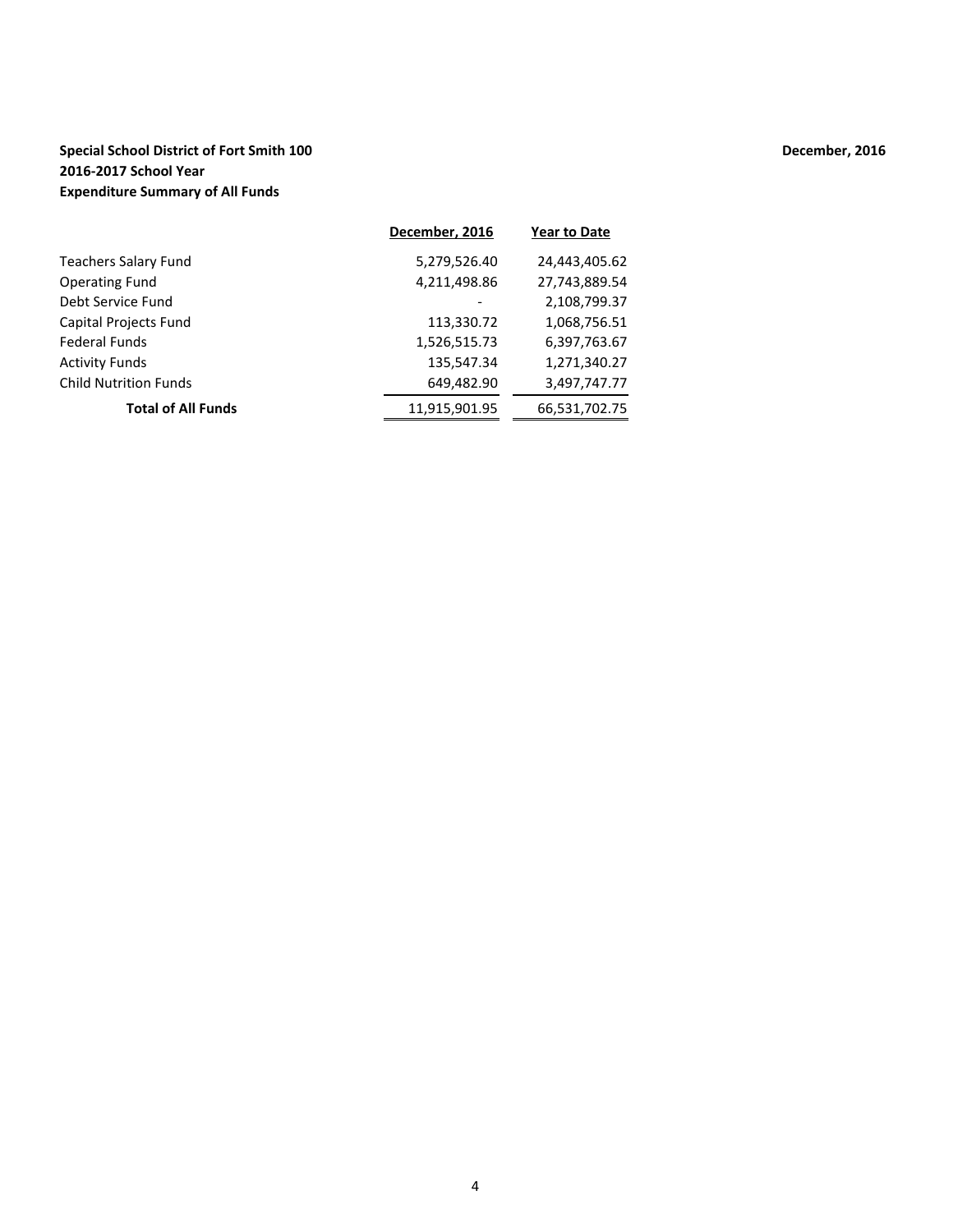**Special School District of Fort Smith 100** **December, 2016**

**2016-2017 School Year**

**Expenditure Summary of All Funds**

| | December, 2016 | Year to Date |
|---|---|---|
| Teachers Salary Fund | 5,279,526.40 | 24,443,405.62 |
| Operating Fund | 4,211,498.86 | 27,743,889.54 |
| Debt Service Fund | - | 2,108,799.37 |
| Capital Projects Fund | 113,330.72 | 1,068,756.51 |
| Federal Funds | 1,526,515.73 | 6,397,763.67 |
| Activity Funds | 135,547.34 | 1,271,340.27 |
| Child Nutrition Funds | 649,482.90 | 3,497,747.77 |
| **Total of All Funds** | 11,915,901.95 | 66,531,702.75 |